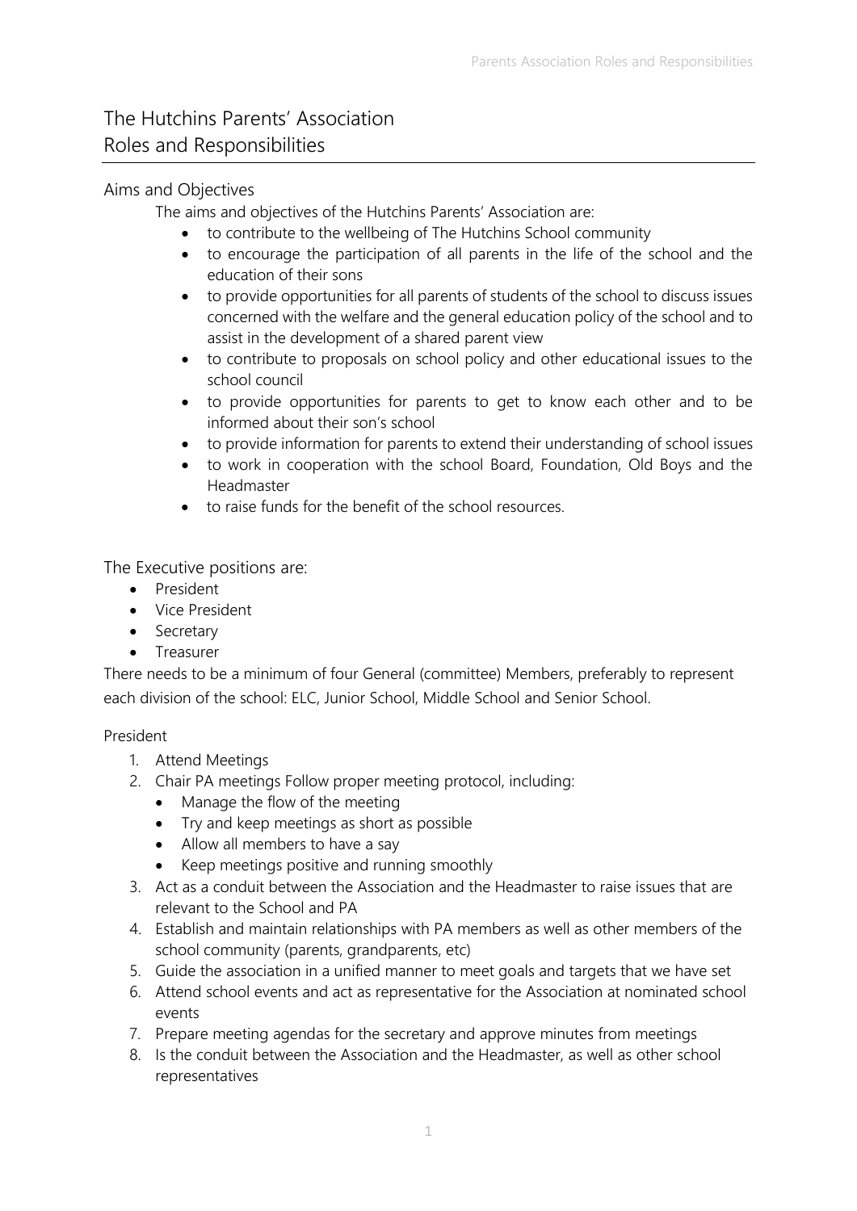# The Hutchins Parents' Association
# Roles and Responsibilities

## Aims and Objectives

The aims and objectives of the Hutchins Parents' Association are:

- to contribute to the wellbeing of The Hutchins School community
- to encourage the participation of all parents in the life of the school and the education of their sons
- to provide opportunities for all parents of students of the school to discuss issues concerned with the welfare and the general education policy of the school and to assist in the development of a shared parent view
- to contribute to proposals on school policy and other educational issues to the school council
- to provide opportunities for parents to get to know each other and to be informed about their son's school
- to provide information for parents to extend their understanding of school issues
- to work in cooperation with the school Board, Foundation, Old Boys and the Headmaster
- to raise funds for the benefit of the school resources.

## The Executive positions are:

- President
- Vice President
- Secretary
- Treasurer

There needs to be a minimum of four General (committee) Members, preferably to represent each division of the school: ELC, Junior School, Middle School and Senior School.

### President

1. Attend Meetings
2. Chair PA meetings Follow proper meeting protocol, including:
   - Manage the flow of the meeting
   - Try and keep meetings as short as possible
   - Allow all members to have a say
   - Keep meetings positive and running smoothly
3. Act as a conduit between the Association and the Headmaster to raise issues that are relevant to the School and PA
4. Establish and maintain relationships with PA members as well as other members of the school community (parents, grandparents, etc)
5. Guide the association in a unified manner to meet goals and targets that we have set
6. Attend school events and act as representative for the Association at nominated school events
7. Prepare meeting agendas for the secretary and approve minutes from meetings
8. Is the conduit between the Association and the Headmaster, as well as other school representatives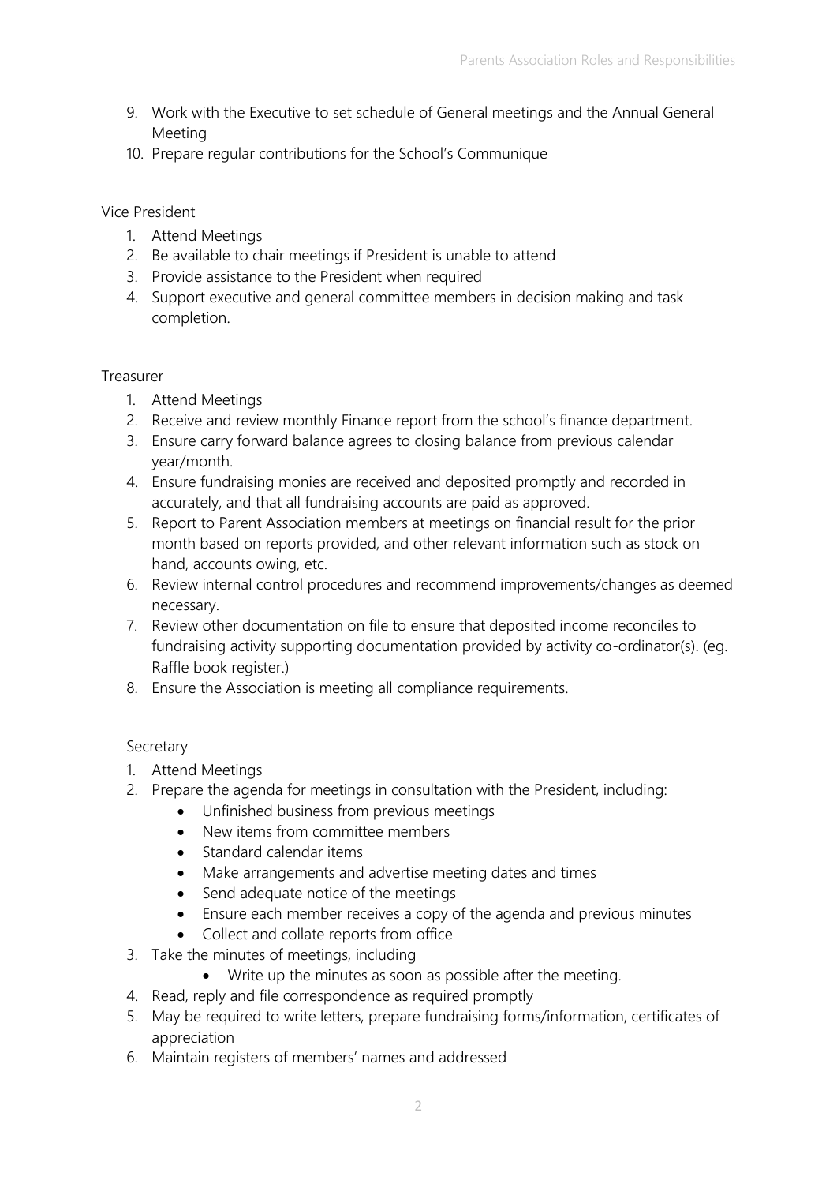9. Work with the Executive to set schedule of General meetings and the Annual General Meeting
10. Prepare regular contributions for the School's Communique

## Vice President

1. Attend Meetings
2. Be available to chair meetings if President is unable to attend
3. Provide assistance to the President when required
4. Support executive and general committee members in decision making and task completion.

## Treasurer

1. Attend Meetings
2. Receive and review monthly Finance report from the school's finance department.
3. Ensure carry forward balance agrees to closing balance from previous calendar year/month.
4. Ensure fundraising monies are received and deposited promptly and recorded in accurately, and that all fundraising accounts are paid as approved.
5. Report to Parent Association members at meetings on financial result for the prior month based on reports provided, and other relevant information such as stock on hand, accounts owing, etc.
6. Review internal control procedures and recommend improvements/changes as deemed necessary.
7. Review other documentation on file to ensure that deposited income reconciles to fundraising activity supporting documentation provided by activity co-ordinator(s). (eg. Raffle book register.)
8. Ensure the Association is meeting all compliance requirements.

## Secretary

1. Attend Meetings
2. Prepare the agenda for meetings in consultation with the President, including:
    - Unfinished business from previous meetings
    - New items from committee members
    - Standard calendar items
    - Make arrangements and advertise meeting dates and times
    - Send adequate notice of the meetings
    - Ensure each member receives a copy of the agenda and previous minutes
    - Collect and collate reports from office
3. Take the minutes of meetings, including
    - Write up the minutes as soon as possible after the meeting.
4. Read, reply and file correspondence as required promptly
5. May be required to write letters, prepare fundraising forms/information, certificates of appreciation
6. Maintain registers of members' names and addressed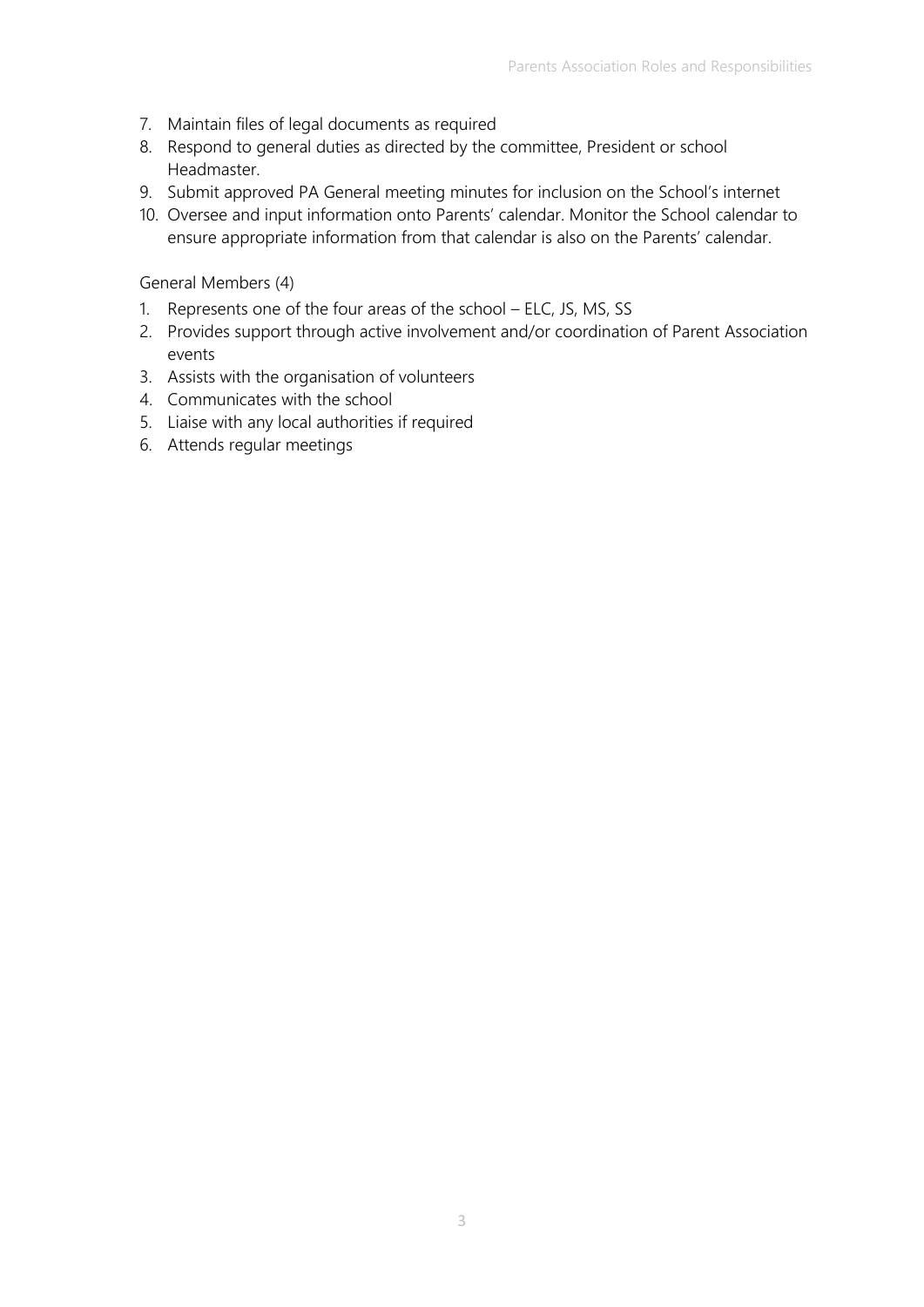7. Maintain files of legal documents as required
8. Respond to general duties as directed by the committee, President or school Headmaster.
9. Submit approved PA General meeting minutes for inclusion on the School's internet
10. Oversee and input information onto Parents' calendar. Monitor the School calendar to ensure appropriate information from that calendar is also on the Parents' calendar.

General Members (4)

1. Represents one of the four areas of the school – ELC, JS, MS, SS
2. Provides support through active involvement and/or coordination of Parent Association events
3. Assists with the organisation of volunteers
4. Communicates with the school
5. Liaise with any local authorities if required
6. Attends regular meetings